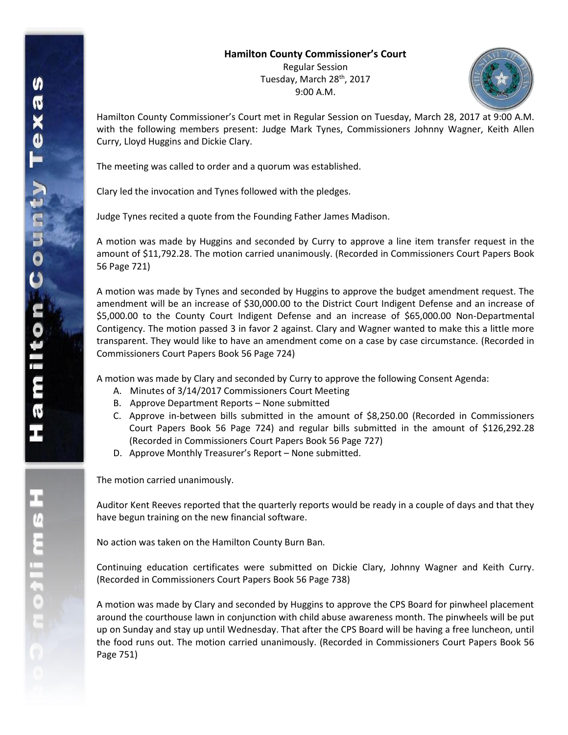# Hamilton County Commissioner's Court

Regular Session
Tuesday, March 28th, 2017
9:00 A.M.

Hamilton County Commissioner's Court met in Regular Session on Tuesday, March 28, 2017 at 9:00 A.M. with the following members present: Judge Mark Tynes, Commissioners Johnny Wagner, Keith Allen Curry, Lloyd Huggins and Dickie Clary.

The meeting was called to order and a quorum was established.

Clary led the invocation and Tynes followed with the pledges.

Judge Tynes recited a quote from the Founding Father James Madison.

A motion was made by Huggins and seconded by Curry to approve a line item transfer request in the amount of $11,792.28. The motion carried unanimously. (Recorded in Commissioners Court Papers Book 56 Page 721)

A motion was made by Tynes and seconded by Huggins to approve the budget amendment request. The amendment will be an increase of $30,000.00 to the District Court Indigent Defense and an increase of $5,000.00 to the County Court Indigent Defense and an increase of $65,000.00 Non-Departmental Contigency. The motion passed 3 in favor 2 against. Clary and Wagner wanted to make this a little more transparent. They would like to have an amendment come on a case by case circumstance. (Recorded in Commissioners Court Papers Book 56 Page 724)

A motion was made by Clary and seconded by Curry to approve the following Consent Agenda:

A. Minutes of 3/14/2017 Commissioners Court Meeting
B. Approve Department Reports – None submitted
C. Approve in-between bills submitted in the amount of $8,250.00 (Recorded in Commissioners Court Papers Book 56 Page 724) and regular bills submitted in the amount of $126,292.28 (Recorded in Commissioners Court Papers Book 56 Page 727)
D. Approve Monthly Treasurer's Report – None submitted.

The motion carried unanimously.

Auditor Kent Reeves reported that the quarterly reports would be ready in a couple of days and that they have begun training on the new financial software.

No action was taken on the Hamilton County Burn Ban.

Continuing education certificates were submitted on Dickie Clary, Johnny Wagner and Keith Curry. (Recorded in Commissioners Court Papers Book 56 Page 738)

A motion was made by Clary and seconded by Huggins to approve the CPS Board for pinwheel placement around the courthouse lawn in conjunction with child abuse awareness month. The pinwheels will be put up on Sunday and stay up until Wednesday. That after the CPS Board will be having a free luncheon, until the food runs out. The motion carried unanimously. (Recorded in Commissioners Court Papers Book 56 Page 751)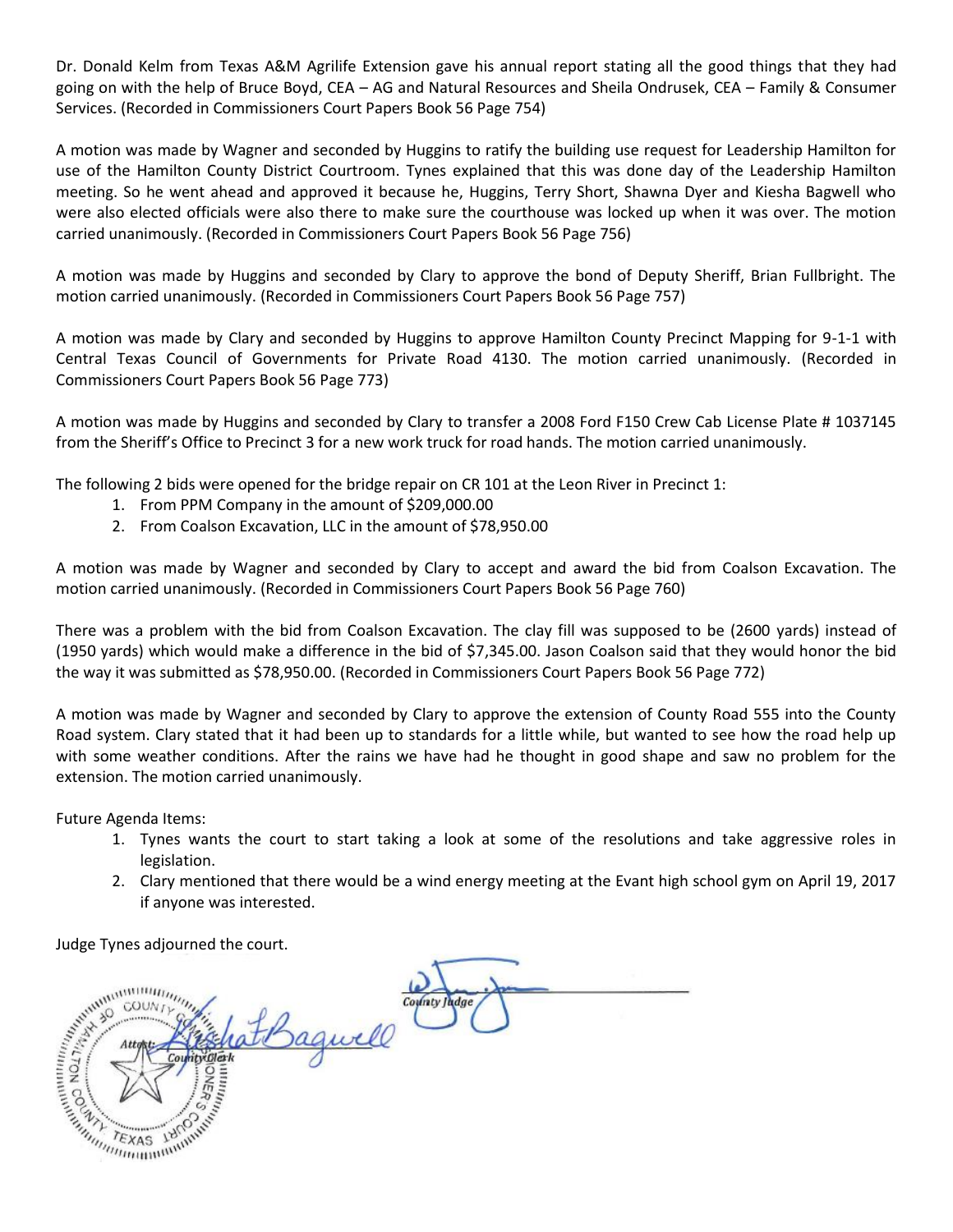Dr. Donald Kelm from Texas A&M Agrilife Extension gave his annual report stating all the good things that they had going on with the help of Bruce Boyd, CEA – AG and Natural Resources and Sheila Ondrusek, CEA – Family & Consumer Services. (Recorded in Commissioners Court Papers Book 56 Page 754)

A motion was made by Wagner and seconded by Huggins to ratify the building use request for Leadership Hamilton for use of the Hamilton County District Courtroom. Tynes explained that this was done day of the Leadership Hamilton meeting. So he went ahead and approved it because he, Huggins, Terry Short, Shawna Dyer and Kiesha Bagwell who were also elected officials were also there to make sure the courthouse was locked up when it was over. The motion carried unanimously. (Recorded in Commissioners Court Papers Book 56 Page 756)

A motion was made by Huggins and seconded by Clary to approve the bond of Deputy Sheriff, Brian Fullbright. The motion carried unanimously. (Recorded in Commissioners Court Papers Book 56 Page 757)

A motion was made by Clary and seconded by Huggins to approve Hamilton County Precinct Mapping for 9-1-1 with Central Texas Council of Governments for Private Road 4130. The motion carried unanimously. (Recorded in Commissioners Court Papers Book 56 Page 773)

A motion was made by Huggins and seconded by Clary to transfer a 2008 Ford F150 Crew Cab License Plate # 1037145 from the Sheriff's Office to Precinct 3 for a new work truck for road hands. The motion carried unanimously.

The following 2 bids were opened for the bridge repair on CR 101 at the Leon River in Precinct 1:

1. From PPM Company in the amount of $209,000.00
2. From Coalson Excavation, LLC in the amount of $78,950.00

A motion was made by Wagner and seconded by Clary to accept and award the bid from Coalson Excavation. The motion carried unanimously. (Recorded in Commissioners Court Papers Book 56 Page 760)

There was a problem with the bid from Coalson Excavation. The clay fill was supposed to be (2600 yards) instead of (1950 yards) which would make a difference in the bid of $7,345.00. Jason Coalson said that they would honor the bid the way it was submitted as $78,950.00. (Recorded in Commissioners Court Papers Book 56 Page 772)

A motion was made by Wagner and seconded by Clary to approve the extension of County Road 555 into the County Road system. Clary stated that it had been up to standards for a little while, but wanted to see how the road help up with some weather conditions. After the rains we have had he thought in good shape and saw no problem for the extension. The motion carried unanimously.

Future Agenda Items:

1. Tynes wants the court to start taking a look at some of the resolutions and take aggressive roles in legislation.
2. Clary mentioned that there would be a wind energy meeting at the Evant high school gym on April 19, 2017 if anyone was interested.

Judge Tynes adjourned the court.

County Judge

Attest: County Clerk